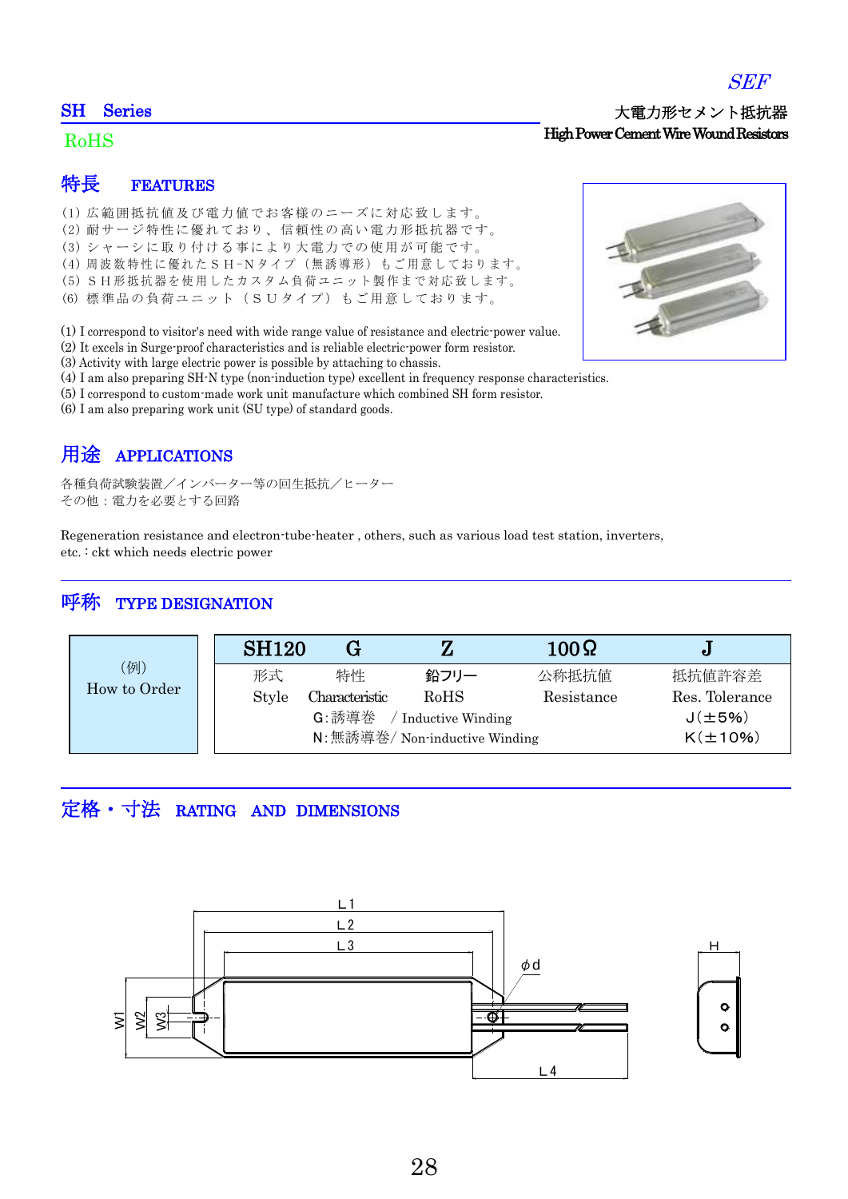*SEF*

## SH Series

大電力形セメント抵抗器
High Power Cement Wire Wound Resistors

RoHS

## 特長　FEATURES

(1) 広範囲抵抗値及び電力値でお客様のニーズに対応致します。
(2) 耐サージ特性に優れており、信頼性の高い電力形抵抗器です。
(3) シャーシに取り付ける事により大電力での使用が可能です。
(4) 周波数特性に優れたＳＨ-Ｎタイプ（無誘導形）もご用意しております。
(5) ＳＨ形抵抗器を使用したカスタム負荷ユニット製作まで対応致します。
(6) 標準品の負荷ユニット（ＳＵタイプ）もご用意しております。

(1) I correspond to visitor's need with wide range value of resistance and electric-power value.
(2) It excels in Surge-proof characteristics and is reliable electric-power form resistor.
(3) Activity with large electric power is possible by attaching to chassis.
(4) I am also preparing SH-N type (non-induction type) excellent in frequency response characteristics.
(5) I correspond to custom-made work unit manufacture which combined SH form resistor.
(6) I am also preparing work unit (SU type) of standard goods.

## 用途　APPLICATIONS

各種負荷試験装置／インバーター等の回生抵抗／ヒーター
その他：電力を必要とする回路

Regeneration resistance and electron-tube-heater , others, such as various load test station, inverters, etc. : ckt which needs electric power

## 呼称　TYPE DESIGNATION

(例)
How to Order

| SH120 | G | Z | 100Ω | J |
|---|---|---|---|---|
| 形式<br>Style | 特性<br>Characteristic | 鉛フリー<br>RoHS | 公称抵抗値<br>Resistance | 抵抗値許容差<br>Res. Tolerance |
| | G：誘導巻　／Inductive Winding<br>N：無誘導巻／Non-inductive Winding | | | J(±5%)<br>K(±10%) |

## 定格・寸法　RATING　AND　DIMENSIONS

L1　L2　L3　φd　W1　W2　W3　L4　H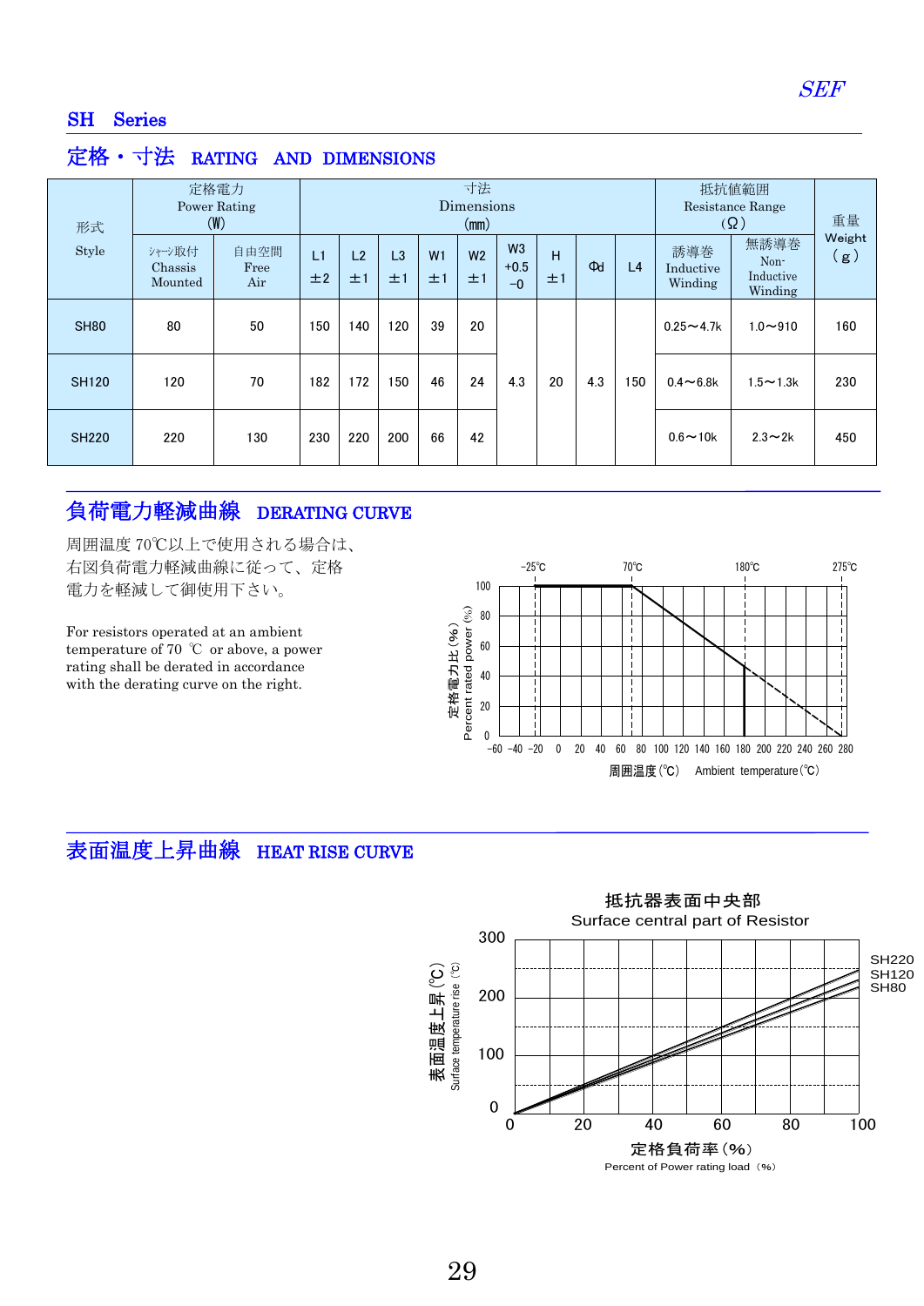SEF

## SH Series

## 定格・寸法 RATING AND DIMENSIONS

| 形式 Style | 定格電力 Power Rating (W) | | 寸法 Dimensions (mm) | | | | | | | | | | 抵抗値範囲 Resistance Range (Ω) | | 重量 Weight (g) |
|---|---|---|---|---|---|---|---|---|---|---|---|---|---|---|---|
| | シャーシ取付 Chassis Mounted | 自由空間 Free Air | L1 ±2 | L2 ±1 | L3 ±1 | W1 ±1 | W2 ±1 | W3 +0.5 −0 | H ±1 | Φd | L4 | 誘導巻 Inductive Winding | 無誘導巻 Non-Inductive Winding | |
| SH80 | 80 | 50 | 150 | 140 | 120 | 39 | 20 | 4.3 | 20 | 4.3 | 150 | 0.25～4.7k | 1.0～910 | 160 |
| SH120 | 120 | 70 | 182 | 172 | 150 | 46 | 24 | 4.3 | 20 | 4.3 | 150 | 0.4～6.8k | 1.5～1.3k | 230 |
| SH220 | 220 | 130 | 230 | 220 | 200 | 66 | 42 | 4.3 | 20 | 4.3 | 150 | 0.6～10k | 2.3～2k | 450 |

## 負荷電力軽減曲線 DERATING CURVE

周囲温度 70℃以上で使用される場合は、右図負荷電力軽減曲線に従って、定格電力を軽減して御使用下さい。

For resistors operated at an ambient temperature of 70 ℃ or above, a power rating shall be derated in accordance with the derating curve on the right.

-25℃ 70℃ 180℃ 275℃

定格電力比 (%) Percent rated power (%)

100 80 60 40 20 0

-60 -40 -20 0 20 40 60 80 100 120 140 160 180 200 220 240 260 280

周囲温度(℃) Ambient temperature(℃)

## 表面温度上昇曲線 HEAT RISE CURVE

抵抗器表面中央部

Surface central part of Resistor

表面温度上昇 (℃) Surface temperature rise (℃)

300 200 100 0

SH220 SH120 SH80

0 20 40 60 80 100

定格負荷率 (%)

Percent of Power rating load (%)